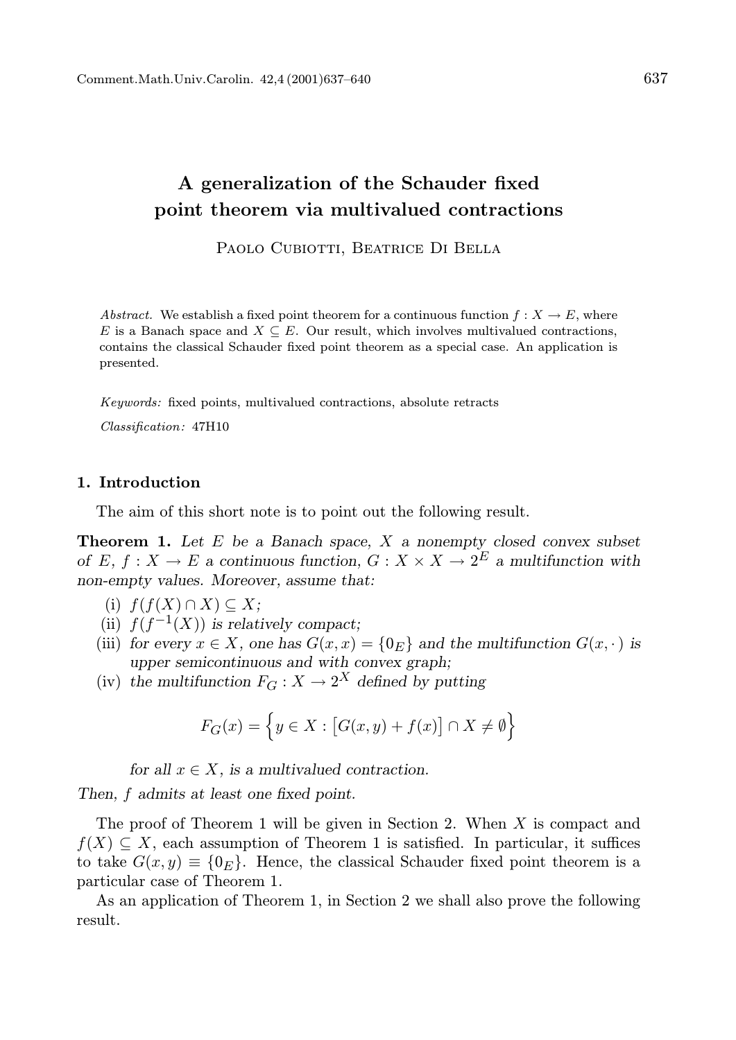# A generalization of the Schauder fixed point theorem via multivalued contractions

Paolo Cubiotti, Beatrice Di Bella

*Abstract.* We establish a fixed point theorem for a continuous function $f : X \to E$, where $E$ is a Banach space and $X \subseteq E$. Our result, which involves multivalued contractions, contains the classical Schauder fixed point theorem as a special case. An application is presented.

*Keywords:* fixed points, multivalued contractions, absolute retracts

*Classification:* 47H10

## 1. Introduction

The aim of this short note is to point out the following result.

**Theorem 1.** *Let $E$ be a Banach space, $X$ a nonempty closed convex subset of $E$, $f : X \to E$ a continuous function, $G : X \times X \to 2^E$ a multifunction with non-empty values. Moreover, assume that:*

(i) $f(f(X) \cap X) \subseteq X$;

(ii) $f(f^{-1}(X))$ *is relatively compact;*

(iii) *for every $x \in X$, one has $G(x, x) = \{0_E\}$ and the multifunction $G(x, \cdot)$ is upper semicontinuous and with convex graph;*

(iv) *the multifunction $F_G : X \to 2^X$ defined by putting*

$$F_G(x) = \Big\{ y \in X : \big[ G(x, y) + f(x) \big] \cap X \neq \emptyset \Big\}$$

*for all $x \in X$, is a multivalued contraction.*

*Then, $f$ admits at least one fixed point.*

The proof of Theorem 1 will be given in Section 2. When $X$ is compact and $f(X) \subseteq X$, each assumption of Theorem 1 is satisfied. In particular, it suffices to take $G(x, y) \equiv \{0_E\}$. Hence, the classical Schauder fixed point theorem is a particular case of Theorem 1.

As an application of Theorem 1, in Section 2 we shall also prove the following result.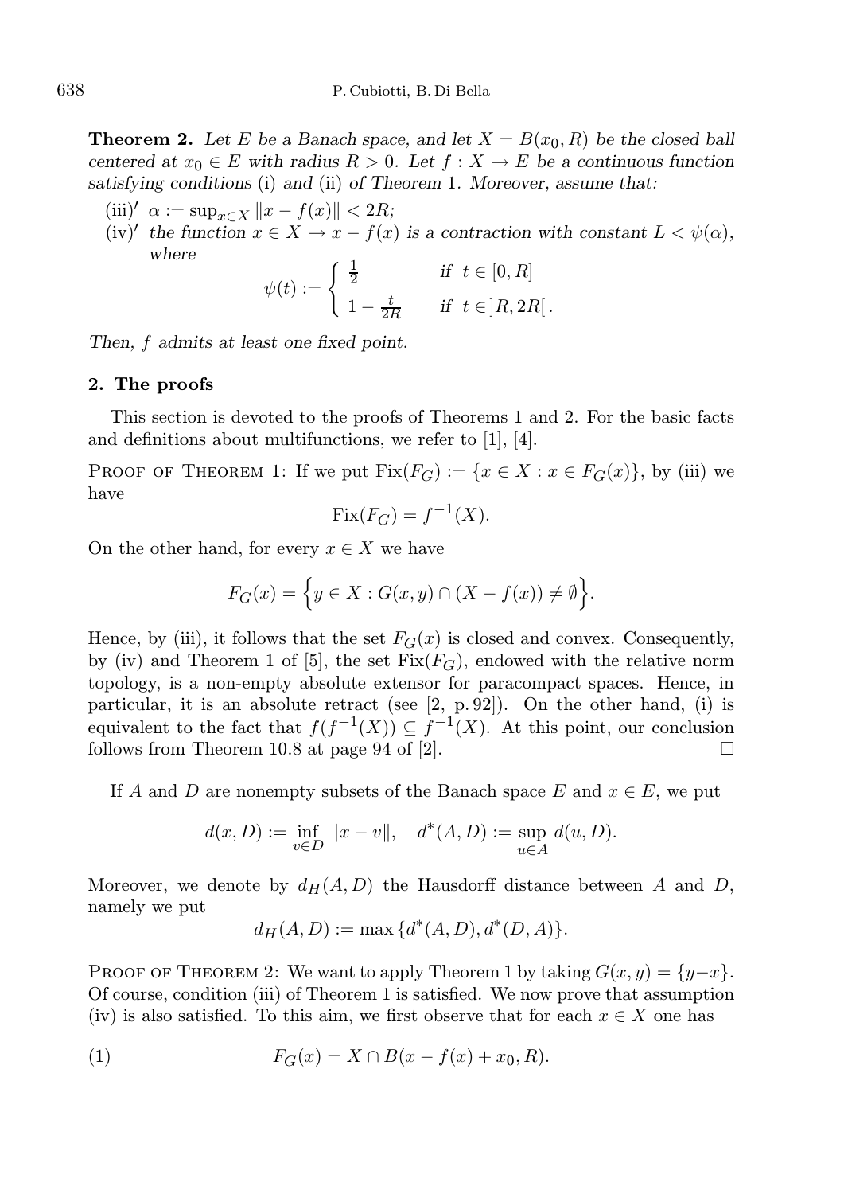**Theorem 2.** *Let $E$ be a Banach space, and let $X = B(x_0, R)$ be the closed ball centered at $x_0 \in E$ with radius $R > 0$. Let $f : X \to E$ be a continuous function satisfying conditions* (i) *and* (ii) *of Theorem* 1. *Moreover, assume that:*

(iii)′ $\alpha := \sup_{x \in X} \|x - f(x)\| < 2R$;

(iv)′ *the function $x \in X \to x - f(x)$ is a contraction with constant $L < \psi(\alpha)$, where*

$$\psi(t) := \begin{cases} \frac{1}{2} & \text{if } t \in [0, R] \\ 1 - \frac{t}{2R} & \text{if } t \in ]R, 2R[\,. \end{cases}$$

*Then, $f$ admits at least one fixed point.*

## 2. The proofs

This section is devoted to the proofs of Theorems 1 and 2. For the basic facts and definitions about multifunctions, we refer to [1], [4].

Proof of Theorem 1: If we put $\mathrm{Fix}(F_G) := \{x \in X : x \in F_G(x)\}$, by (iii) we have

$$\mathrm{Fix}(F_G) = f^{-1}(X).$$

On the other hand, for every $x \in X$ we have

$$F_G(x) = \Big\{y \in X : G(x, y) \cap (X - f(x)) \neq \emptyset\Big\}.$$

Hence, by (iii), it follows that the set $F_G(x)$ is closed and convex. Consequently, by (iv) and Theorem 1 of [5], the set $\mathrm{Fix}(F_G)$, endowed with the relative norm topology, is a non-empty absolute extensor for paracompact spaces. Hence, in particular, it is an absolute retract (see [2, p. 92]). On the other hand, (i) is equivalent to the fact that $f(f^{-1}(X)) \subseteq f^{-1}(X)$. At this point, our conclusion follows from Theorem 10.8 at page 94 of [2]. $\square$

If $A$ and $D$ are nonempty subsets of the Banach space $E$ and $x \in E$, we put

$$d(x, D) := \inf_{v \in D} \|x - v\|, \quad d^*(A, D) := \sup_{u \in A} d(u, D).$$

Moreover, we denote by $d_H(A, D)$ the Hausdorff distance between $A$ and $D$, namely we put

$$d_H(A, D) := \max\{d^*(A, D), d^*(D, A)\}.$$

Proof of Theorem 2: We want to apply Theorem 1 by taking $G(x, y) = \{y - x\}$. Of course, condition (iii) of Theorem 1 is satisfied. We now prove that assumption (iv) is also satisfied. To this aim, we first observe that for each $x \in X$ one has

$$F_G(x) = X \cap B(x - f(x) + x_0, R). \tag{1}$$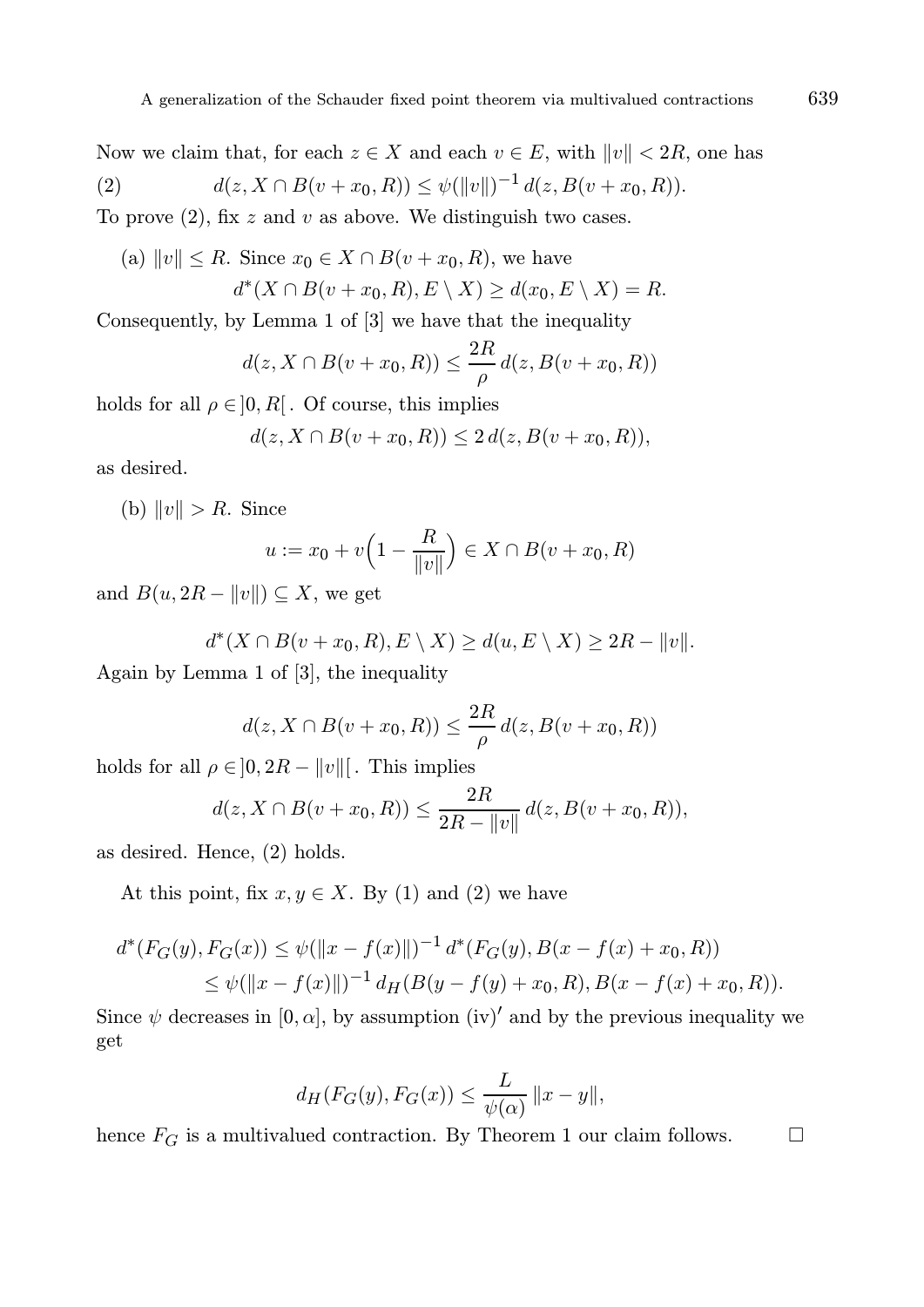Now we claim that, for each $z \in X$ and each $v \in E$, with $\|v\| < 2R$, one has

$$d(z, X \cap B(v + x_0, R)) \leq \psi(\|v\|)^{-1} \, d(z, B(v + x_0, R)). \tag{2}$$

To prove (2), fix $z$ and $v$ as above. We distinguish two cases.

(a) $\|v\| \leq R$. Since $x_0 \in X \cap B(v + x_0, R)$, we have

$$d^*(X \cap B(v + x_0, R), E \setminus X) \geq d(x_0, E \setminus X) = R.$$

Consequently, by Lemma 1 of [3] we have that the inequality

$$d(z, X \cap B(v + x_0, R)) \leq \frac{2R}{\rho} \, d(z, B(v + x_0, R))$$

holds for all $\rho \in ]0, R[$. Of course, this implies

$$d(z, X \cap B(v + x_0, R)) \leq 2 \, d(z, B(v + x_0, R)),$$

as desired.

(b) $\|v\| > R$. Since

$$u := x_0 + v\Big(1 - \frac{R}{\|v\|}\Big) \in X \cap B(v + x_0, R)$$

and $B(u, 2R - \|v\|) \subseteq X$, we get

$$d^*(X \cap B(v + x_0, R), E \setminus X) \geq d(u, E \setminus X) \geq 2R - \|v\|.$$

Again by Lemma 1 of [3], the inequality

$$d(z, X \cap B(v + x_0, R)) \leq \frac{2R}{\rho} \, d(z, B(v + x_0, R))$$

holds for all $\rho \in ]0, 2R - \|v\|[$. This implies

$$d(z, X \cap B(v + x_0, R)) \leq \frac{2R}{2R - \|v\|} \, d(z, B(v + x_0, R)),$$

as desired. Hence, (2) holds.

At this point, fix $x, y \in X$. By (1) and (2) we have

$$\begin{aligned} d^*(F_G(y), F_G(x)) &\leq \psi(\|x - f(x)\|)^{-1} \, d^*(F_G(y), B(x - f(x) + x_0, R)) \\ &\leq \psi(\|x - f(x)\|)^{-1} \, d_H(B(y - f(y) + x_0, R), B(x - f(x) + x_0, R)). \end{aligned}$$

Since $\psi$ decreases in $[0, \alpha]$, by assumption (iv)$'$ and by the previous inequality we get

$$d_H(F_G(y), F_G(x)) \leq \frac{L}{\psi(\alpha)} \, \|x - y\|,$$

hence $F_G$ is a multivalued contraction. By Theorem 1 our claim follows. $\square$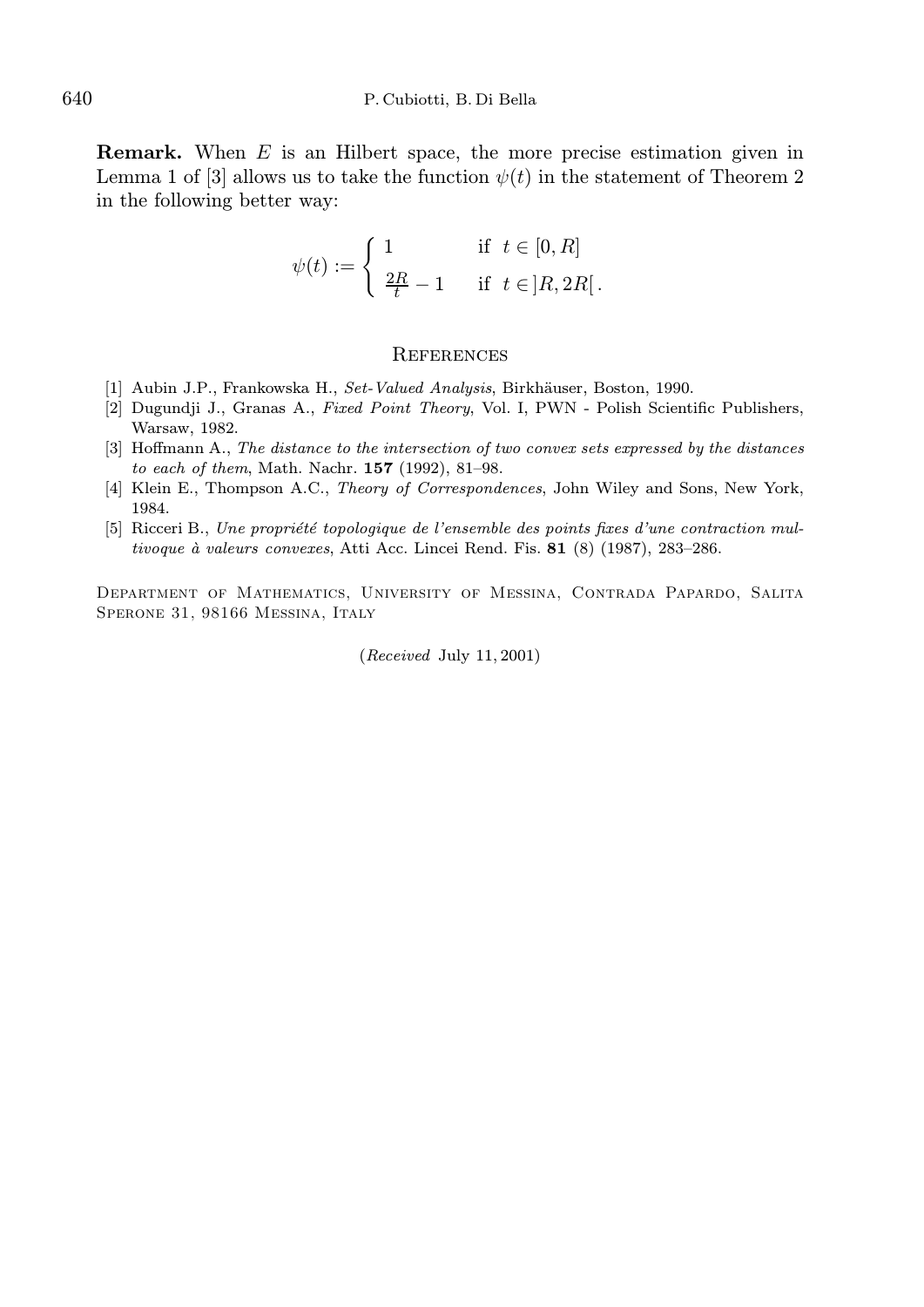**Remark.** When $E$ is an Hilbert space, the more precise estimation given in Lemma 1 of [3] allows us to take the function $\psi(t)$ in the statement of Theorem 2 in the following better way:

$$\psi(t) := \begin{cases} 1 & \text{if } t \in [0, R] \\ \frac{2R}{t} - 1 & \text{if } t \in ]R, 2R[\,. \end{cases}$$

## References

[1] Aubin J.P., Frankowska H., *Set-Valued Analysis*, Birkhäuser, Boston, 1990.

[2] Dugundji J., Granas A., *Fixed Point Theory*, Vol. I, PWN - Polish Scientific Publishers, Warsaw, 1982.

[3] Hoffmann A., *The distance to the intersection of two convex sets expressed by the distances to each of them*, Math. Nachr. **157** (1992), 81–98.

[4] Klein E., Thompson A.C., *Theory of Correspondences*, John Wiley and Sons, New York, 1984.

[5] Ricceri B., *Une propriété topologique de l'ensemble des points fixes d'une contraction multivoque à valeurs convexes*, Atti Acc. Lincei Rend. Fis. **81** (8) (1987), 283–286.

Department of Mathematics, University of Messina, Contrada Papardo, Salita Sperone 31, 98166 Messina, Italy

(*Received* July 11, 2001)